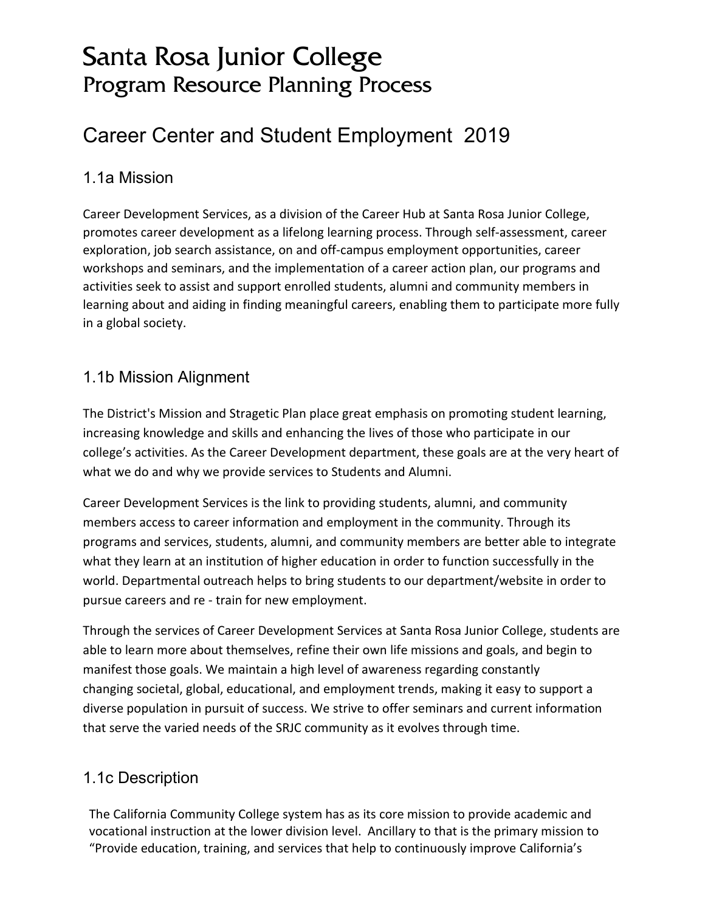# Santa Rosa Junior College
## Program Resource Planning Process

## Career Center and Student Employment 2019

### 1.1a Mission

Career Development Services, as a division of the Career Hub at Santa Rosa Junior College, promotes career development as a lifelong learning process. Through self-assessment, career exploration, job search assistance, on and off-campus employment opportunities, career workshops and seminars, and the implementation of a career action plan, our programs and activities seek to assist and support enrolled students, alumni and community members in learning about and aiding in finding meaningful careers, enabling them to participate more fully in a global society.

### 1.1b Mission Alignment

The District's Mission and Stragetic Plan place great emphasis on promoting student learning, increasing knowledge and skills and enhancing the lives of those who participate in our college's activities. As the Career Development department, these goals are at the very heart of what we do and why we provide services to Students and Alumni.

Career Development Services is the link to providing students, alumni, and community members access to career information and employment in the community. Through its programs and services, students, alumni, and community members are better able to integrate what they learn at an institution of higher education in order to function successfully in the world. Departmental outreach helps to bring students to our department/website in order to pursue careers and re - train for new employment.

Through the services of Career Development Services at Santa Rosa Junior College, students are able to learn more about themselves, refine their own life missions and goals, and begin to manifest those goals. We maintain a high level of awareness regarding constantly changing societal, global, educational, and employment trends, making it easy to support a diverse population in pursuit of success. We strive to offer seminars and current information that serve the varied needs of the SRJC community as it evolves through time.

### 1.1c Description

The California Community College system has as its core mission to provide academic and vocational instruction at the lower division level. Ancillary to that is the primary mission to "Provide education, training, and services that help to continuously improve California's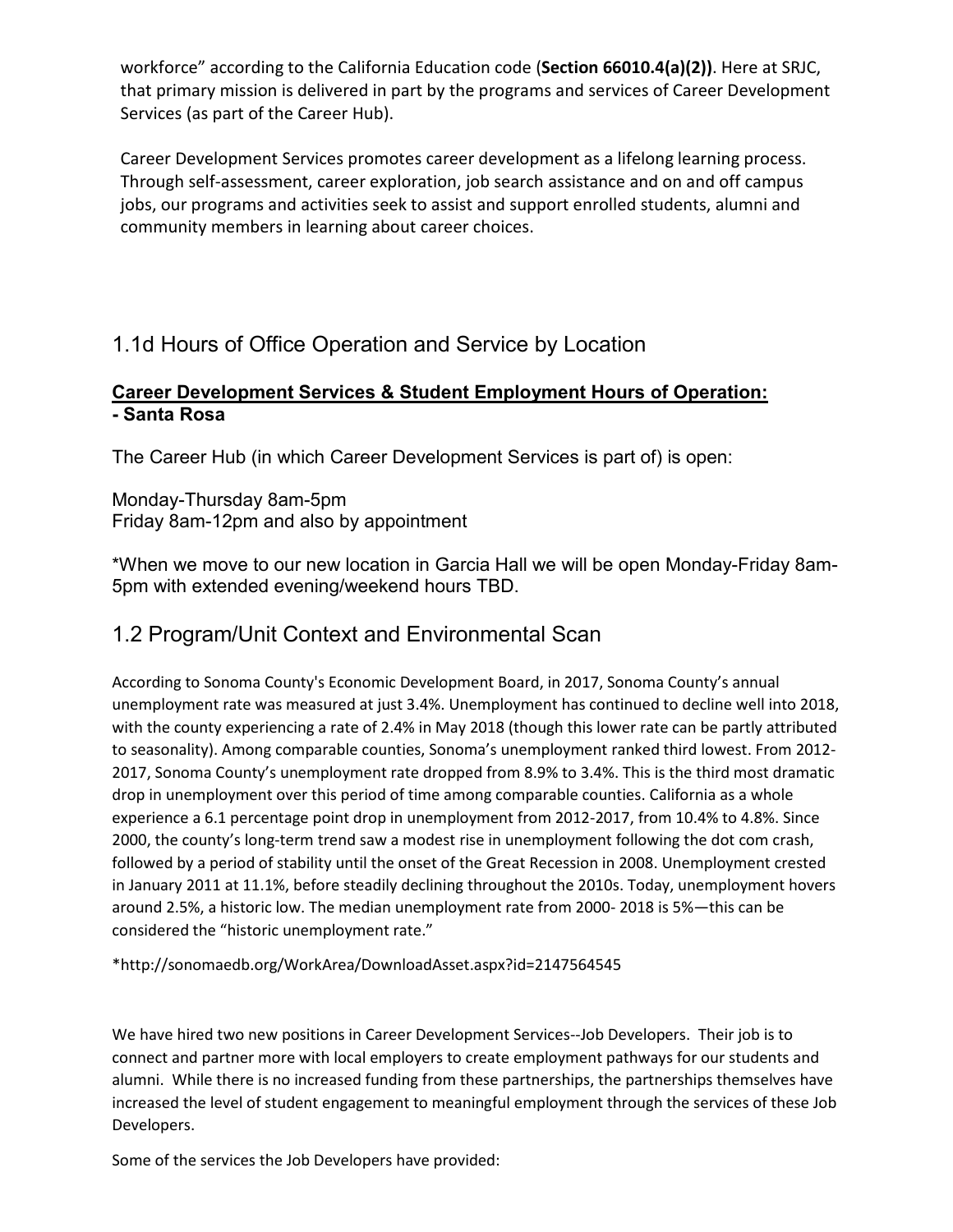workforce" according to the California Education code (**Section 66010.4(a)(2))**. Here at SRJC, that primary mission is delivered in part by the programs and services of Career Development Services (as part of the Career Hub).

Career Development Services promotes career development as a lifelong learning process. Through self-assessment, career exploration, job search assistance and on and off campus jobs, our programs and activities seek to assist and support enrolled students, alumni and community members in learning about career choices.

## 1.1d Hours of Office Operation and Service by Location

**Career Development Services & Student Employment Hours of Operation:**
**- Santa Rosa**

The Career Hub (in which Career Development Services is part of) is open:

Monday-Thursday 8am-5pm
Friday 8am-12pm and also by appointment

*When we move to our new location in Garcia Hall we will be open Monday-Friday 8am-5pm with extended evening/weekend hours TBD.

## 1.2 Program/Unit Context and Environmental Scan

According to Sonoma County's Economic Development Board, in 2017, Sonoma County's annual unemployment rate was measured at just 3.4%. Unemployment has continued to decline well into 2018, with the county experiencing a rate of 2.4% in May 2018 (though this lower rate can be partly attributed to seasonality). Among comparable counties, Sonoma's unemployment ranked third lowest. From 2012-2017, Sonoma County's unemployment rate dropped from 8.9% to 3.4%. This is the third most dramatic drop in unemployment over this period of time among comparable counties. California as a whole experience a 6.1 percentage point drop in unemployment from 2012-2017, from 10.4% to 4.8%. Since 2000, the county's long-term trend saw a modest rise in unemployment following the dot com crash, followed by a period of stability until the onset of the Great Recession in 2008. Unemployment crested in January 2011 at 11.1%, before steadily declining throughout the 2010s. Today, unemployment hovers around 2.5%, a historic low. The median unemployment rate from 2000- 2018 is 5%—this can be considered the "historic unemployment rate."

*http://sonomaedb.org/WorkArea/DownloadAsset.aspx?id=2147564545

We have hired two new positions in Career Development Services--Job Developers. Their job is to connect and partner more with local employers to create employment pathways for our students and alumni. While there is no increased funding from these partnerships, the partnerships themselves have increased the level of student engagement to meaningful employment through the services of these Job Developers.

Some of the services the Job Developers have provided: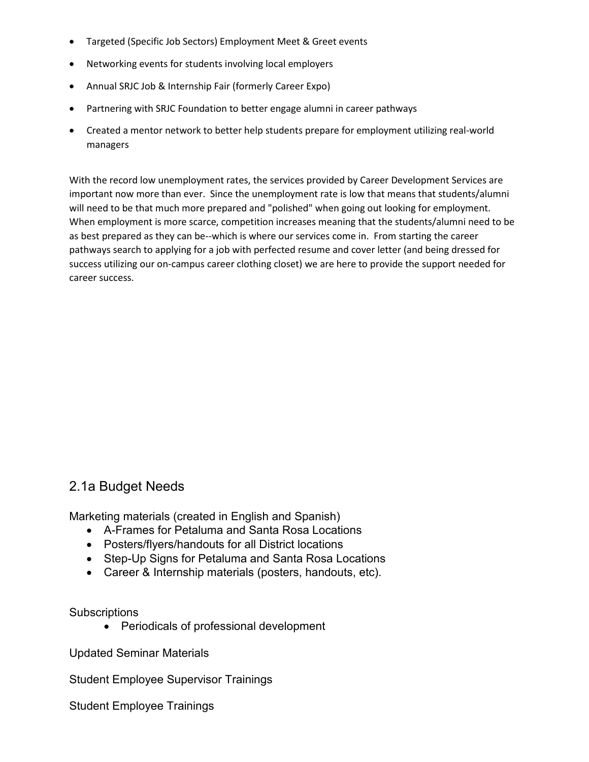- Targeted (Specific Job Sectors) Employment Meet & Greet events
- Networking events for students involving local employers
- Annual SRJC Job & Internship Fair (formerly Career Expo)
- Partnering with SRJC Foundation to better engage alumni in career pathways
- Created a mentor network to better help students prepare for employment utilizing real-world managers

With the record low unemployment rates, the services provided by Career Development Services are important now more than ever. Since the unemployment rate is low that means that students/alumni will need to be that much more prepared and "polished" when going out looking for employment. When employment is more scarce, competition increases meaning that the students/alumni need to be as best prepared as they can be--which is where our services come in. From starting the career pathways search to applying for a job with perfected resume and cover letter (and being dressed for success utilizing our on-campus career clothing closet) we are here to provide the support needed for career success.

## 2.1a Budget Needs

Marketing materials (created in English and Spanish)

- A-Frames for Petaluma and Santa Rosa Locations
- Posters/flyers/handouts for all District locations
- Step-Up Signs for Petaluma and Santa Rosa Locations
- Career & Internship materials (posters, handouts, etc).

Subscriptions

- Periodicals of professional development

Updated Seminar Materials

Student Employee Supervisor Trainings

Student Employee Trainings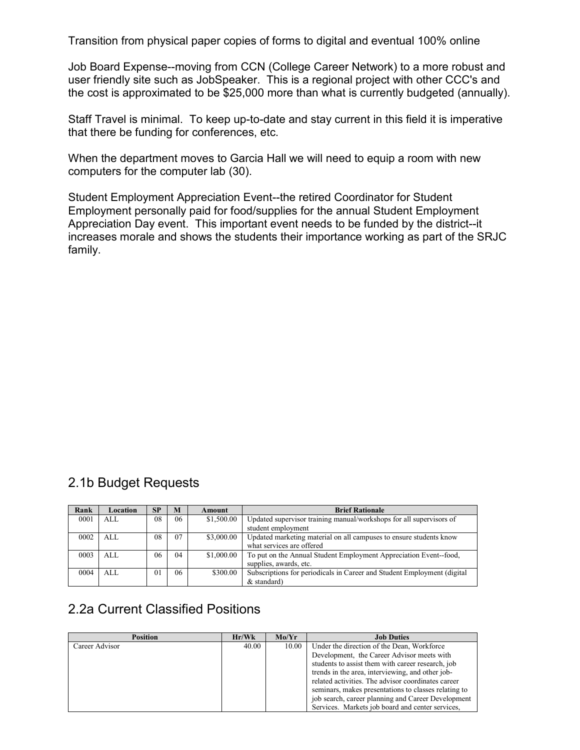Transition from physical paper copies of forms to digital and eventual 100% online

Job Board Expense--moving from CCN (College Career Network) to a more robust and user friendly site such as JobSpeaker. This is a regional project with other CCC's and the cost is approximated to be $25,000 more than what is currently budgeted (annually).

Staff Travel is minimal. To keep up-to-date and stay current in this field it is imperative that there be funding for conferences, etc.

When the department moves to Garcia Hall we will need to equip a room with new computers for the computer lab (30).

Student Employment Appreciation Event--the retired Coordinator for Student Employment personally paid for food/supplies for the annual Student Employment Appreciation Day event. This important event needs to be funded by the district--it increases morale and shows the students their importance working as part of the SRJC family.

## 2.1b Budget Requests

| Rank | Location | SP | M | Amount | Brief Rationale |
|---|---|---|---|---|---|
| 0001 | ALL | 08 | 06 | $1,500.00 | Updated supervisor training manual/workshops for all supervisors of student employment |
| 0002 | ALL | 08 | 07 | $3,000.00 | Updated marketing material on all campuses to ensure students know what services are offered |
| 0003 | ALL | 06 | 04 | $1,000.00 | To put on the Annual Student Employment Appreciation Event--food, supplies, awards, etc. |
| 0004 | ALL | 01 | 06 | $300.00 | Subscriptions for periodicals in Career and Student Employment (digital & standard) |

## 2.2a Current Classified Positions

| Position | Hr/Wk | Mo/Yr | Job Duties |
|---|---|---|---|
| Career Advisor | 40.00 | 10.00 | Under the direction of the Dean, Workforce Development, the Career Advisor meets with students to assist them with career research, job trends in the area, interviewing, and other job-related activities. The advisor coordinates career seminars, makes presentations to classes relating to job search, career planning and Career Development Services. Markets job board and center services, |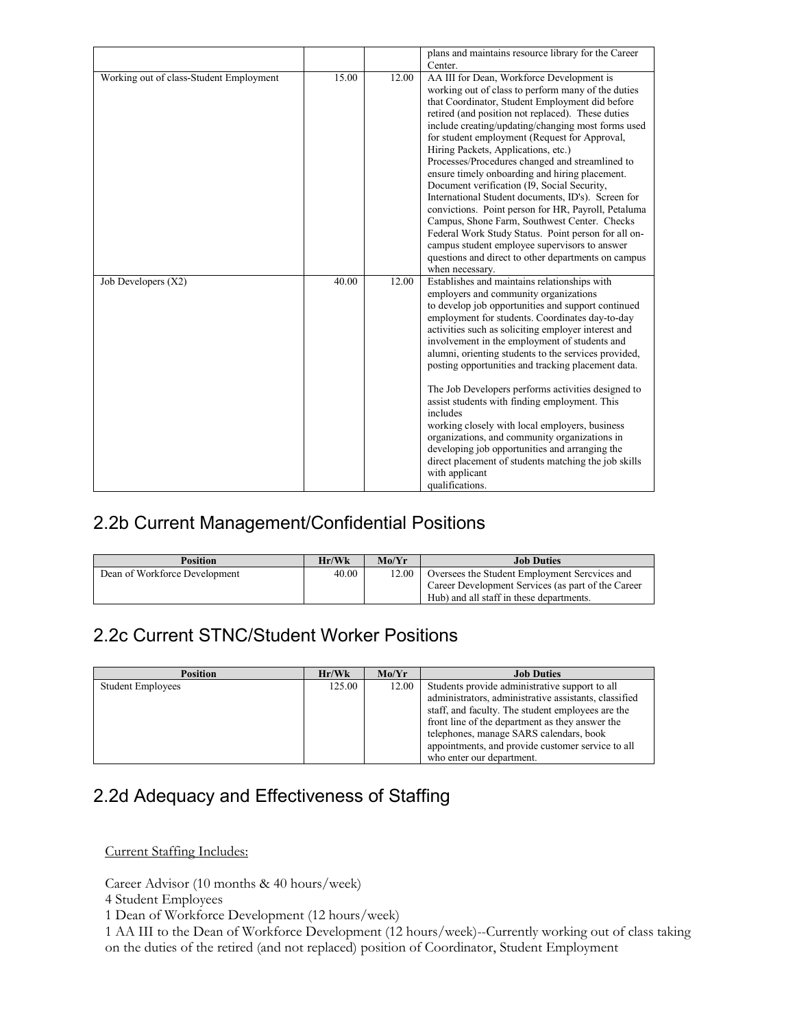| | | | plans and maintains resource library for the Career Center. |
|---|---|---|---|
| Working out of class-Student Employment | 15.00 | 12.00 | AA III for Dean, Workforce Development is working out of class to perform many of the duties that Coordinator, Student Employment did before retired (and position not replaced). These duties include creating/updating/changing most forms used for student employment (Request for Approval, Hiring Packets, Applications, etc.) Processes/Procedures changed and streamlined to ensure timely onboarding and hiring placement. Document verification (I9, Social Security, International Student documents, ID's). Screen for convictions. Point person for HR, Payroll, Petaluma Campus, Shone Farm, Southwest Center. Checks Federal Work Study Status. Point person for all on-campus student employee supervisors to answer questions and direct to other departments on campus when necessary. |
| Job Developers (X2) | 40.00 | 12.00 | Establishes and maintains relationships with employers and community organizations to develop job opportunities and support continued employment for students. Coordinates day-to-day activities such as soliciting employer interest and involvement in the employment of students and alumni, orienting students to the services provided, posting opportunities and tracking placement data.<br><br>The Job Developers performs activities designed to assist students with finding employment. This includes working closely with local employers, business organizations, and community organizations in developing job opportunities and arranging the direct placement of students matching the job skills with applicant qualifications. |

## 2.2b Current Management/Confidential Positions

| Position | Hr/Wk | Mo/Yr | Job Duties |
|---|---|---|---|
| Dean of Workforce Development | 40.00 | 12.00 | Oversees the Student Employment Sercvices and Career Development Services (as part of the Career Hub) and all staff in these departments. |

## 2.2c Current STNC/Student Worker Positions

| Position | Hr/Wk | Mo/Yr | Job Duties |
|---|---|---|---|
| Student Employees | 125.00 | 12.00 | Students provide administrative support to all administrators, administrative assistants, classified staff, and faculty. The student employees are the front line of the department as they answer the telephones, manage SARS calendars, book appointments, and provide customer service to all who enter our department. |

## 2.2d Adequacy and Effectiveness of Staffing

Current Staffing Includes:

Career Advisor (10 months & 40 hours/week)
4 Student Employees
1 Dean of Workforce Development (12 hours/week)
1 AA III to the Dean of Workforce Development (12 hours/week)--Currently working out of class taking on the duties of the retired (and not replaced) position of Coordinator, Student Employment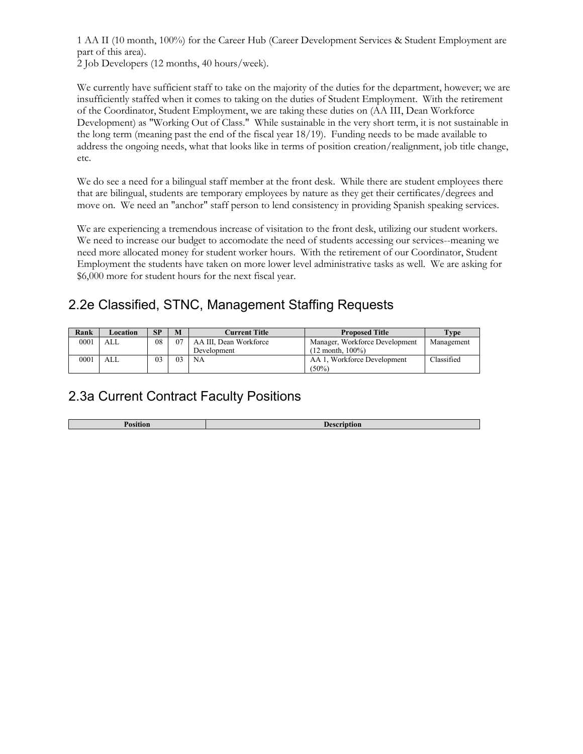1 AA II (10 month, 100%) for the Career Hub (Career Development Services & Student Employment are part of this area).
2 Job Developers (12 months, 40 hours/week).

We currently have sufficient staff to take on the majority of the duties for the department, however; we are insufficiently staffed when it comes to taking on the duties of Student Employment. With the retirement of the Coordinator, Student Employment, we are taking these duties on (AA III, Dean Workforce Development) as "Working Out of Class." While sustainable in the very short term, it is not sustainable in the long term (meaning past the end of the fiscal year 18/19). Funding needs to be made available to address the ongoing needs, what that looks like in terms of position creation/realignment, job title change, etc.

We do see a need for a bilingual staff member at the front desk. While there are student employees there that are bilingual, students are temporary employees by nature as they get their certificates/degrees and move on. We need an "anchor" staff person to lend consistency in providing Spanish speaking services.

We are experiencing a tremendous increase of visitation to the front desk, utilizing our student workers. We need to increase our budget to accomodate the need of students accessing our services--meaning we need more allocated money for student worker hours. With the retirement of our Coordinator, Student Employment the students have taken on more lower level administrative tasks as well. We are asking for $6,000 more for student hours for the next fiscal year.

## 2.2e Classified, STNC, Management Staffing Requests

| Rank | Location | SP | M | Current Title | Proposed Title | Type |
|---|---|---|---|---|---|---|
| 0001 | ALL | 08 | 07 | AA III, Dean Workforce Development | Manager, Workforce Development (12 month, 100%) | Management |
| 0001 | ALL | 03 | 03 | NA | AA 1, Workforce Development (50%) | Classified |

## 2.3a Current Contract Faculty Positions

| Position | Description |
|---|---|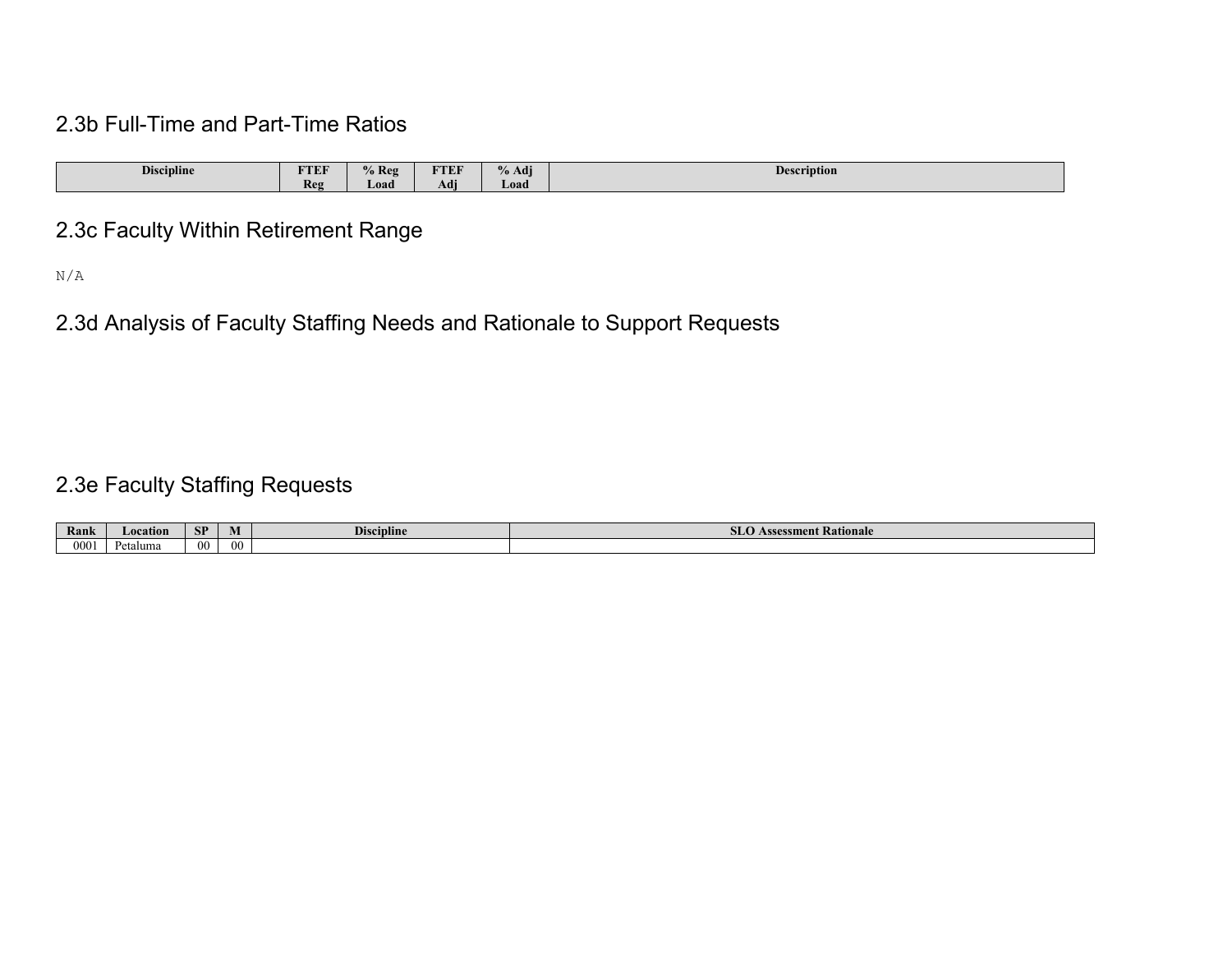## 2.3b Full-Time and Part-Time Ratios

| Discipline | FTEF Reg | % Reg Load | FTEF Adj | % Adj Load | Description |
|---|---|---|---|---|---|

## 2.3c Faculty Within Retirement Range

N/A

## 2.3d Analysis of Faculty Staffing Needs and Rationale to Support Requests

## 2.3e Faculty Staffing Requests

| Rank | Location | SP | M | Discipline | SLO Assessment Rationale |
|---|---|---|---|---|---|
| 0001 | Petaluma | 00 | 00 | | |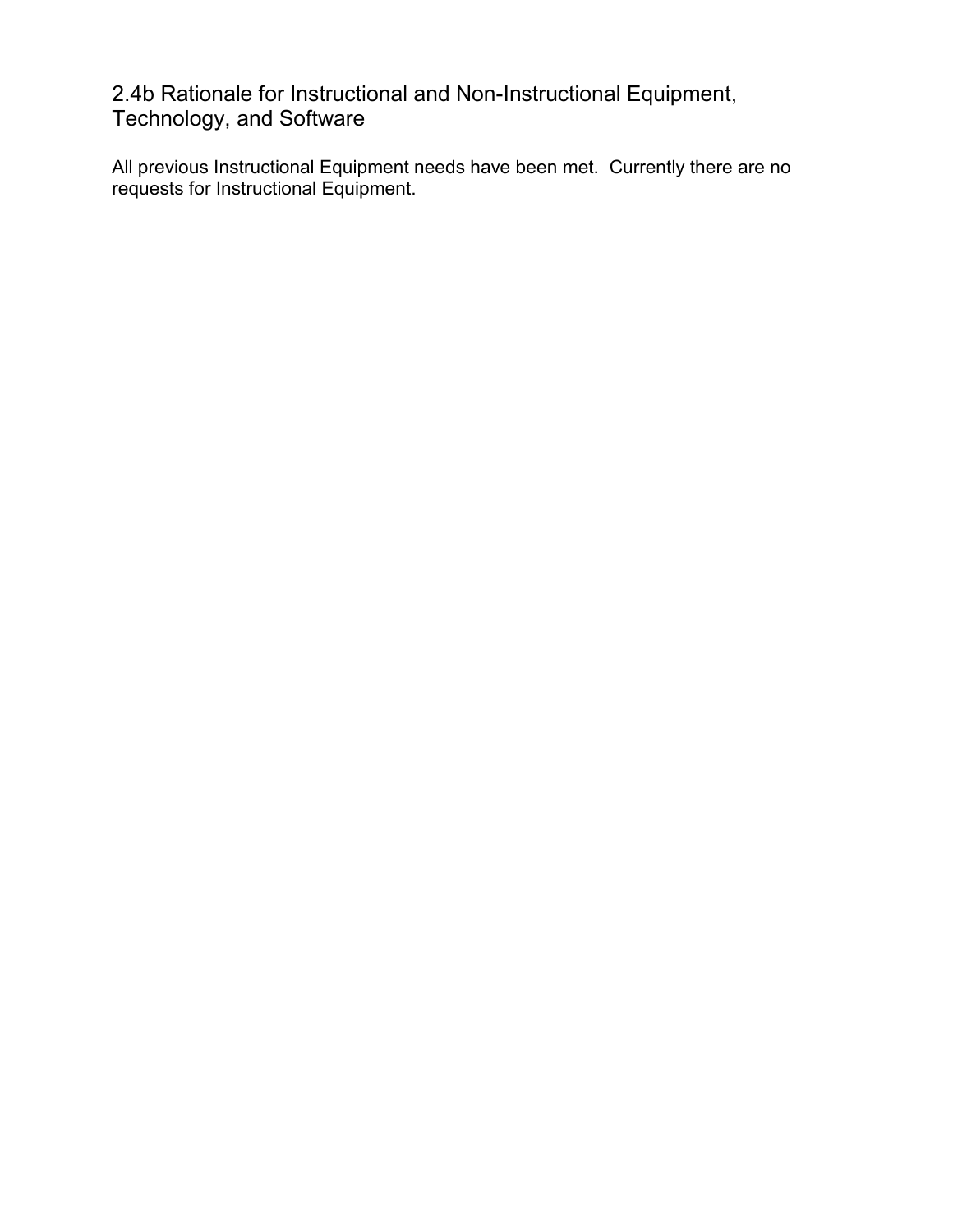## 2.4b Rationale for Instructional and Non-Instructional Equipment, Technology, and Software

All previous Instructional Equipment needs have been met. Currently there are no requests for Instructional Equipment.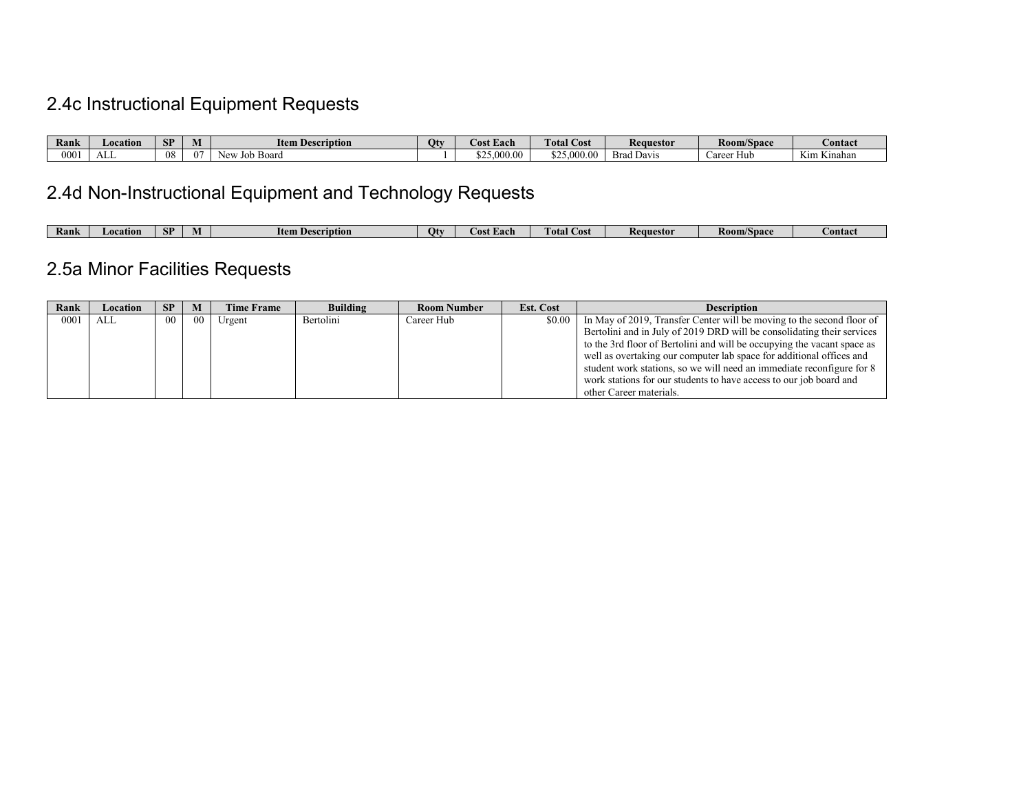## 2.4c Instructional Equipment Requests

| Rank | Location | SP | M | Item Description | Qty | Cost Each | Total Cost | Requestor | Room/Space | Contact |
|---|---|---|---|---|---|---|---|---|---|---|
| 0001 | ALL | 08 | 07 | New Job Board | 1 | $25,000.00 | $25,000.00 | Brad Davis | Career Hub | Kim Kinahan |

## 2.4d Non-Instructional Equipment and Technology Requests

| Rank | Location | SP | M | Item Description | Qty | Cost Each | Total Cost | Requestor | Room/Space | Contact |
|---|---|---|---|---|---|---|---|---|---|---|

## 2.5a Minor Facilities Requests

| Rank | Location | SP | M | Time Frame | Building | Room Number | Est. Cost | Description |
|---|---|---|---|---|---|---|---|---|
| 0001 | ALL | 00 | 00 | Urgent | Bertolini | Career Hub | $0.00 | In May of 2019, Transfer Center will be moving to the second floor of Bertolini and in July of 2019 DRD will be consolidating their services to the 3rd floor of Bertolini and will be occupying the vacant space as well as overtaking our computer lab space for additional offices and student work stations, so we will need an immediate reconfigure for 8 work stations for our students to have access to our job board and other Career materials. |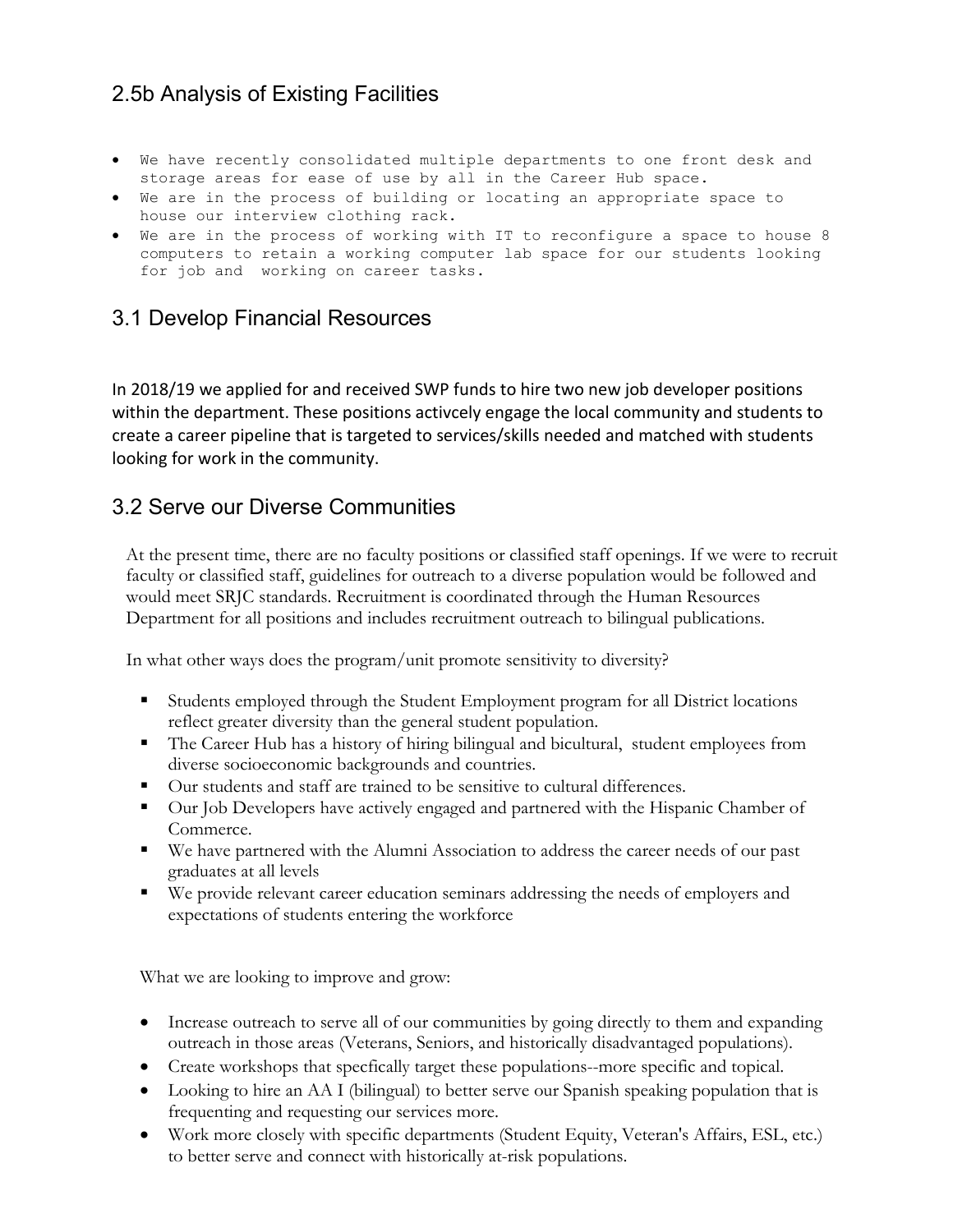## 2.5b Analysis of Existing Facilities

- We have recently consolidated multiple departments to one front desk and storage areas for ease of use by all in the Career Hub space.
- We are in the process of building or locating an appropriate space to house our interview clothing rack.
- We are in the process of working with IT to reconfigure a space to house 8 computers to retain a working computer lab space for our students looking for job and working on career tasks.

## 3.1 Develop Financial Resources

In 2018/19 we applied for and received SWP funds to hire two new job developer positions within the department. These positions activcely engage the local community and students to create a career pipeline that is targeted to services/skills needed and matched with students looking for work in the community.

## 3.2 Serve our Diverse Communities

At the present time, there are no faculty positions or classified staff openings. If we were to recruit faculty or classified staff, guidelines for outreach to a diverse population would be followed and would meet SRJC standards. Recruitment is coordinated through the Human Resources Department for all positions and includes recruitment outreach to bilingual publications.

In what other ways does the program/unit promote sensitivity to diversity?

- Students employed through the Student Employment program for all District locations reflect greater diversity than the general student population.
- The Career Hub has a history of hiring bilingual and bicultural, student employees from diverse socioeconomic backgrounds and countries.
- Our students and staff are trained to be sensitive to cultural differences.
- Our Job Developers have actively engaged and partnered with the Hispanic Chamber of Commerce.
- We have partnered with the Alumni Association to address the career needs of our past graduates at all levels
- We provide relevant career education seminars addressing the needs of employers and expectations of students entering the workforce

What we are looking to improve and grow:

- Increase outreach to serve all of our communities by going directly to them and expanding outreach in those areas (Veterans, Seniors, and historically disadvantaged populations).
- Create workshops that specfically target these populations--more specific and topical.
- Looking to hire an AA I (bilingual) to better serve our Spanish speaking population that is frequenting and requesting our services more.
- Work more closely with specific departments (Student Equity, Veteran's Affairs, ESL, etc.) to better serve and connect with historically at-risk populations.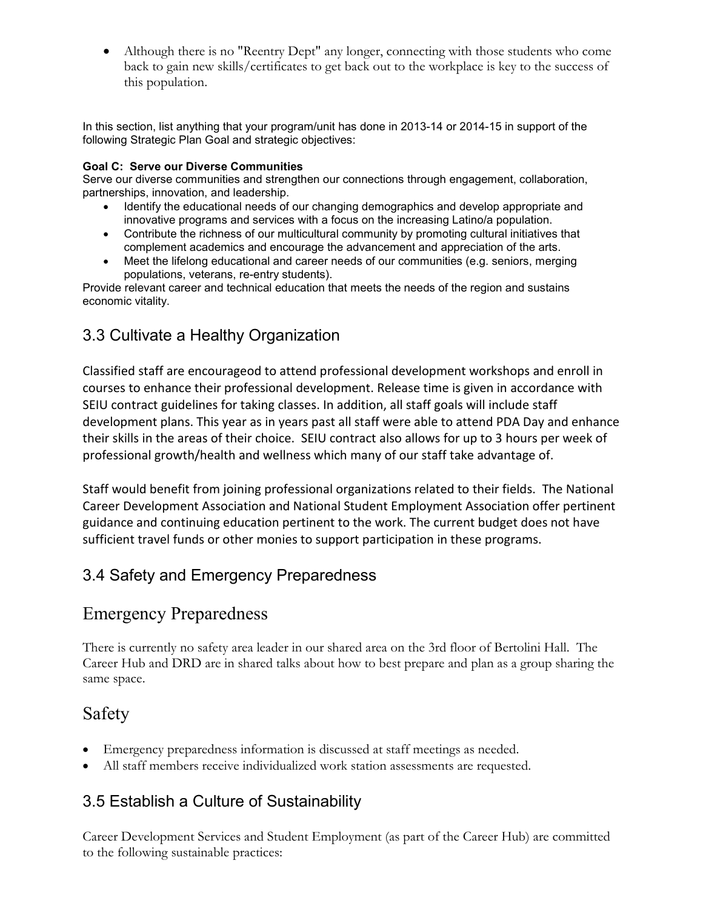- Although there is no "Reentry Dept" any longer, connecting with those students who come back to gain new skills/certificates to get back out to the workplace is key to the success of this population.

In this section, list anything that your program/unit has done in 2013-14 or 2014-15 in support of the following Strategic Plan Goal and strategic objectives:

**Goal C: Serve our Diverse Communities**
Serve our diverse communities and strengthen our connections through engagement, collaboration, partnerships, innovation, and leadership.

- Identify the educational needs of our changing demographics and develop appropriate and innovative programs and services with a focus on the increasing Latino/a population.
- Contribute the richness of our multicultural community by promoting cultural initiatives that complement academics and encourage the advancement and appreciation of the arts.
- Meet the lifelong educational and career needs of our communities (e.g. seniors, merging populations, veterans, re-entry students).

Provide relevant career and technical education that meets the needs of the region and sustains economic vitality.

## 3.3 Cultivate a Healthy Organization

Classified staff are encourageod to attend professional development workshops and enroll in courses to enhance their professional development. Release time is given in accordance with SEIU contract guidelines for taking classes. In addition, all staff goals will include staff development plans. This year as in years past all staff were able to attend PDA Day and enhance their skills in the areas of their choice. SEIU contract also allows for up to 3 hours per week of professional growth/health and wellness which many of our staff take advantage of.

Staff would benefit from joining professional organizations related to their fields. The National Career Development Association and National Student Employment Association offer pertinent guidance and continuing education pertinent to the work. The current budget does not have sufficient travel funds or other monies to support participation in these programs.

## 3.4 Safety and Emergency Preparedness

## Emergency Preparedness

There is currently no safety area leader in our shared area on the 3rd floor of Bertolini Hall. The Career Hub and DRD are in shared talks about how to best prepare and plan as a group sharing the same space.

## Safety

- Emergency preparedness information is discussed at staff meetings as needed.
- All staff members receive individualized work station assessments are requested.

## 3.5 Establish a Culture of Sustainability

Career Development Services and Student Employment (as part of the Career Hub) are committed to the following sustainable practices: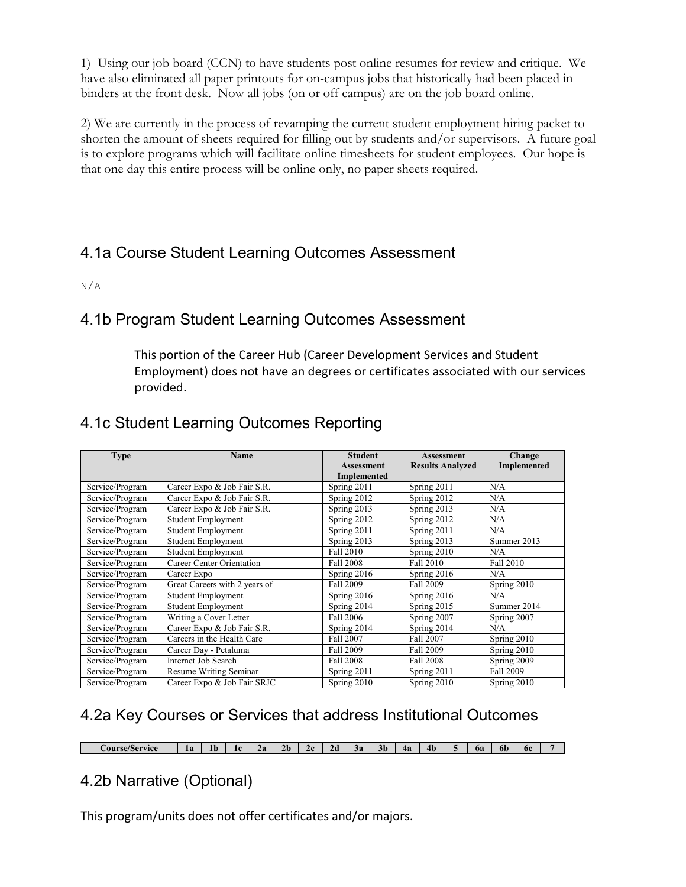1) Using our job board (CCN) to have students post online resumes for review and critique. We have also eliminated all paper printouts for on-campus jobs that historically had been placed in binders at the front desk. Now all jobs (on or off campus) are on the job board online.

2) We are currently in the process of revamping the current student employment hiring packet to shorten the amount of sheets required for filling out by students and/or supervisors. A future goal is to explore programs which will facilitate online timesheets for student employees. Our hope is that one day this entire process will be online only, no paper sheets required.

## 4.1a Course Student Learning Outcomes Assessment

N/A

## 4.1b Program Student Learning Outcomes Assessment

This portion of the Career Hub (Career Development Services and Student Employment) does not have an degrees or certificates associated with our services provided.

## 4.1c Student Learning Outcomes Reporting

| Type | Name | Student Assessment Implemented | Assessment Results Analyzed | Change Implemented |
|---|---|---|---|---|
| Service/Program | Career Expo & Job Fair S.R. | Spring 2011 | Spring 2011 | N/A |
| Service/Program | Career Expo & Job Fair S.R. | Spring 2012 | Spring 2012 | N/A |
| Service/Program | Career Expo & Job Fair S.R. | Spring 2013 | Spring 2013 | N/A |
| Service/Program | Student Employment | Spring 2012 | Spring 2012 | N/A |
| Service/Program | Student Employment | Spring 2011 | Spring 2011 | N/A |
| Service/Program | Student Employment | Spring 2013 | Spring 2013 | Summer 2013 |
| Service/Program | Student Employment | Fall 2010 | Spring 2010 | N/A |
| Service/Program | Career Center Orientation | Fall 2008 | Fall 2010 | Fall 2010 |
| Service/Program | Career Expo | Spring 2016 | Spring 2016 | N/A |
| Service/Program | Great Careers with 2 years of | Fall 2009 | Fall 2009 | Spring 2010 |
| Service/Program | Student Employment | Spring 2016 | Spring 2016 | N/A |
| Service/Program | Student Employment | Spring 2014 | Spring 2015 | Summer 2014 |
| Service/Program | Writing a Cover Letter | Fall 2006 | Spring 2007 | Spring 2007 |
| Service/Program | Career Expo & Job Fair S.R. | Spring 2014 | Spring 2014 | N/A |
| Service/Program | Careers in the Health Care | Fall 2007 | Fall 2007 | Spring 2010 |
| Service/Program | Career Day - Petaluma | Fall 2009 | Fall 2009 | Spring 2010 |
| Service/Program | Internet Job Search | Fall 2008 | Fall 2008 | Spring 2009 |
| Service/Program | Resume Writing Seminar | Spring 2011 | Spring 2011 | Fall 2009 |
| Service/Program | Career Expo & Job Fair SRJC | Spring 2010 | Spring 2010 | Spring 2010 |

## 4.2a Key Courses or Services that address Institutional Outcomes

| Course/Service | 1a | 1b | 1c | 2a | 2b | 2c | 2d | 3a | 3b | 4a | 4b | 5 | 6a | 6b | 6c | 7 |
|---|---|---|---|---|---|---|---|---|---|---|---|---|---|---|---|---|

## 4.2b Narrative (Optional)

This program/units does not offer certificates and/or majors.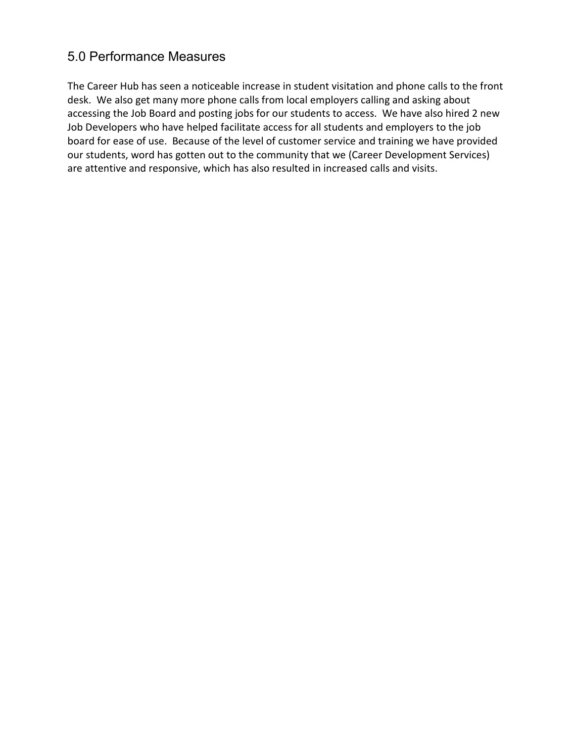## 5.0 Performance Measures

The Career Hub has seen a noticeable increase in student visitation and phone calls to the front desk. We also get many more phone calls from local employers calling and asking about accessing the Job Board and posting jobs for our students to access. We have also hired 2 new Job Developers who have helped facilitate access for all students and employers to the job board for ease of use. Because of the level of customer service and training we have provided our students, word has gotten out to the community that we (Career Development Services) are attentive and responsive, which has also resulted in increased calls and visits.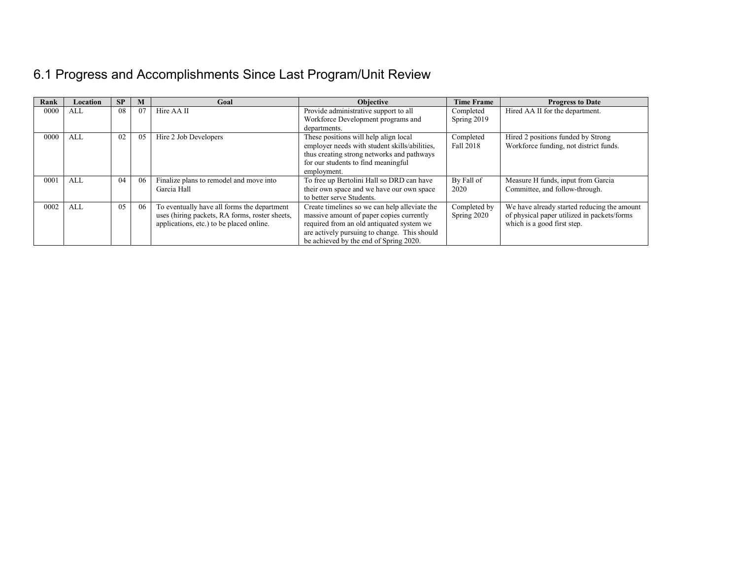# 6.1 Progress and Accomplishments Since Last Program/Unit Review

| Rank | Location | SP | M | Goal | Objective | Time Frame | Progress to Date |
|---|---|---|---|---|---|---|---|
| 0000 | ALL | 08 | 07 | Hire AA II | Provide administrative support to all Workforce Development programs and departments. | Completed Spring 2019 | Hired AA II for the department. |
| 0000 | ALL | 02 | 05 | Hire 2 Job Developers | These positions will help align local employer needs with student skills/abilities, thus creating strong networks and pathways for our students to find meaningful employment. | Completed Fall 2018 | Hired 2 positions funded by Strong Workforce funding, not district funds. |
| 0001 | ALL | 04 | 06 | Finalize plans to remodel and move into Garcia Hall | To free up Bertolini Hall so DRD can have their own space and we have our own space to better serve Students. | By Fall of 2020 | Measure H funds, input from Garcia Committee, and follow-through. |
| 0002 | ALL | 05 | 06 | To eventually have all forms the department uses (hiring packets, RA forms, roster sheets, applications, etc.) to be placed online. | Create timelines so we can help alleviate the massive amount of paper copies currently required from an old antiquated system we are actively pursuing to change. This should be achieved by the end of Spring 2020. | Completed by Spring 2020 | We have already started reducing the amount of physical paper utilized in packets/forms which is a good first step. |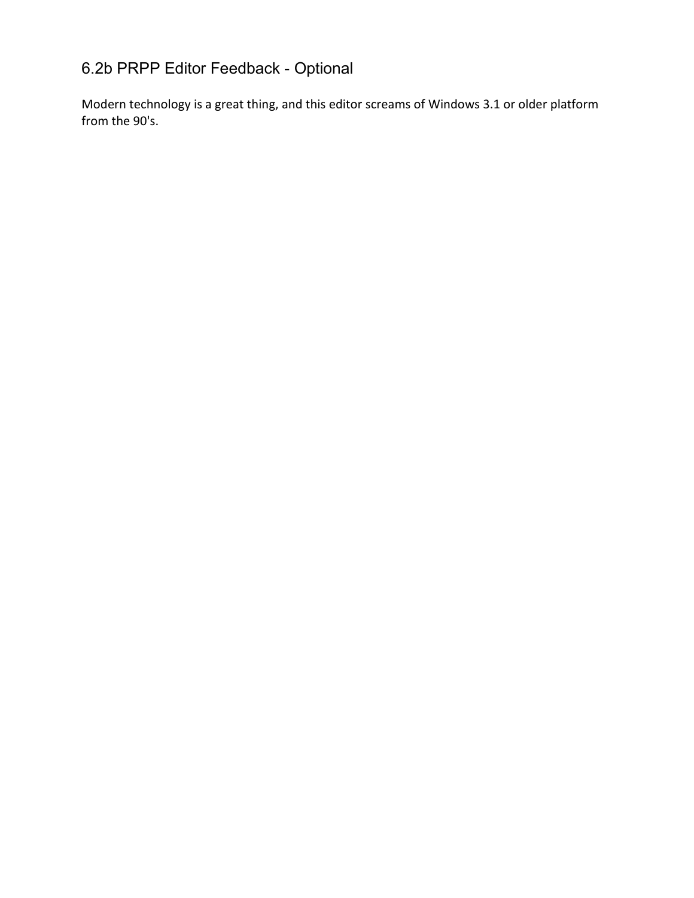## 6.2b PRPP Editor Feedback - Optional

Modern technology is a great thing, and this editor screams of Windows 3.1 or older platform from the 90's.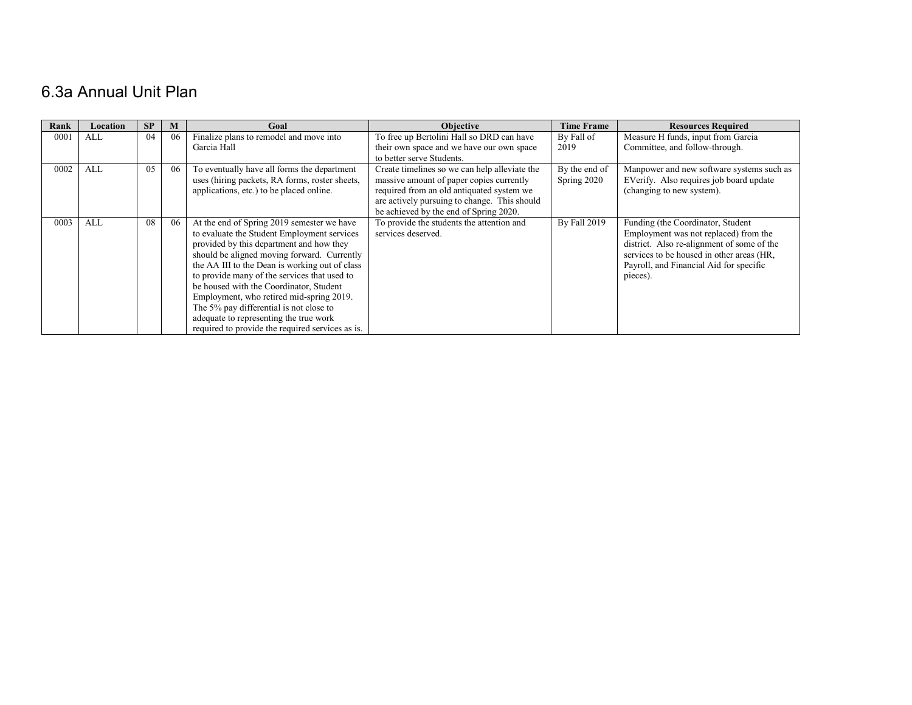## 6.3a Annual Unit Plan

| Rank | Location | SP | M | Goal | Objective | Time Frame | Resources Required |
|---|---|---|---|---|---|---|---|
| 0001 | ALL | 04 | 06 | Finalize plans to remodel and move into Garcia Hall | To free up Bertolini Hall so DRD can have their own space and we have our own space to better serve Students. | By Fall of 2019 | Measure H funds, input from Garcia Committee, and follow-through. |
| 0002 | ALL | 05 | 06 | To eventually have all forms the department uses (hiring packets, RA forms, roster sheets, applications, etc.) to be placed online. | Create timelines so we can help alleviate the massive amount of paper copies currently required from an old antiquated system we are actively pursuing to change. This should be achieved by the end of Spring 2020. | By the end of Spring 2020 | Manpower and new software systems such as EVerify. Also requires job board update (changing to new system). |
| 0003 | ALL | 08 | 06 | At the end of Spring 2019 semester we have to evaluate the Student Employment services provided by this department and how they should be aligned moving forward. Currently the AA III to the Dean is working out of class to provide many of the services that used to be housed with the Coordinator, Student Employment, who retired mid-spring 2019. The 5% pay differential is not close to adequate to representing the true work required to provide the required services as is. | To provide the students the attention and services deserved. | By Fall 2019 | Funding (the Coordinator, Student Employment was not replaced) from the district. Also re-alignment of some of the services to be housed in other areas (HR, Payroll, and Financial Aid for specific pieces). |